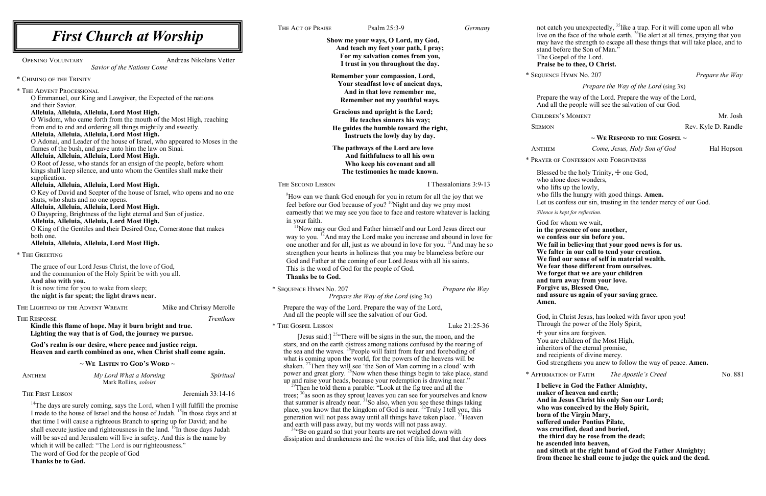# First Church at Worship

Opening Voluntary — Andreas Nikolans Vetter
*Savior of the Nations Come*

\* Chiming of the Trinity

\* The Advent Processional

O Emmanuel, our King and Lawgiver, the Expected of the nations and their Savior.
**Alleluia, Alleluia, Alleluia, Lord Most High.**
O Wisdom, who came forth from the mouth of the Most High, reaching from end to end and ordering all things mightily and sweetly.
**Alleluia, Alleluia, Alleluia, Lord Most High.**
O Adonai, and Leader of the house of Israel, who appeared to Moses in the flames of the bush, and gave unto him the law on Sinai.
**Alleluia, Alleluia, Alleluia, Lord Most High.**
O Root of Jesse, who stands for an ensign of the people, before whom kings shall keep silence, and unto whom the Gentiles shall make their supplication.
**Alleluia, Alleluia, Alleluia, Lord Most High.**
O Key of David and Scepter of the house of Israel, who opens and no one shuts, who shuts and no one opens.
**Alleluia, Alleluia, Alleluia, Lord Most High.**
O Dayspring, Brightness of the light eternal and Sun of justice.
**Alleluia, Alleluia, Alleluia, Lord Most High.**
O King of the Gentiles and their Desired One, Cornerstone that makes both one.
**Alleluia, Alleluia, Alleluia, Lord Most High.**

\* The Greeting

The grace of our Lord Jesus Christ, the love of God, and the communion of the Holy Spirit be with you all.
**And also with you.**
It is now time for you to wake from sleep;
**the night is far spent; the light draws near.**

The Lighting of the Advent Wreath — Mike and Chrissy Merolle

The Response — *Trentham*

**Kindle this flame of hope. May it burn bright and true.**
**Lighting the way that is of God, the journey we pursue.**

**God's realm is our desire, where peace and justice reign.**
**Heaven and earth combined as one, when Christ shall come again.**

## ~ We Listen to God's Word ~

Anthem — *My Lord What a Morning* — *Spiritual*
Mark Rollins, *soloist*

The First Lesson — Jeremiah 33:14-16

[14]The days are surely coming, says the Lord, when I will fulfill the promise I made to the house of Israel and the house of Judah. [15]In those days and at that time I will cause a righteous Branch to spring up for David; and he shall execute justice and righteousness in the land. [16]In those days Judah will be saved and Jerusalem will live in safety. And this is the name by which it will be called: "The Lord is our righteousness."
The word of God for the people of God
**Thanks be to God.**

The Act of Praise — Psalm 25:3-9 — *Germany*

**Show me your ways, O Lord, my God,**
**And teach my feet your path, I pray;**
**For my salvation comes from you,**
**I trust in you throughout the day.**

**Remember your compassion, Lord,**
**Your steadfast love of ancient days,**
**And in that love remember me,**
**Remember not my youthful ways.**

**Gracious and upright is the Lord;**
**He teaches sinners his way;**
**He guides the humble toward the right,**
**Instructs the lowly day by day.**

**The pathways of the Lord are love**
**And faithfulness to all his own**
**Who keep his covenant and all**
**The testimonies he made known.**

The Second Lesson — I Thessalonians 3:9-13

[9]How can we thank God enough for you in return for all the joy that we feel before our God because of you? [10]Night and day we pray most earnestly that we may see you face to face and restore whatever is lacking in your faith.
[11]Now may our God and Father himself and our Lord Jesus direct our way to you. [12]And may the Lord make you increase and abound in love for one another and for all, just as we abound in love for you. [13]And may he so strengthen your hearts in holiness that you may be blameless before our God and Father at the coming of our Lord Jesus with all his saints.
This is the word of God for the people of God.
**Thanks be to God.**

\* Sequence Hymn No. 207 — *Prepare the Way*
*Prepare the Way of the Lord* (sing 3x)

Prepare the way of the Lord. Prepare the way of the Lord,
And all the people will see the salvation of our God.

\* The Gospel Lesson — Luke 21:25-36

[Jesus said:] [25]"There will be signs in the sun, the moon, and the stars, and on the earth distress among nations confused by the roaring of the sea and the waves. [26]People will faint from fear and foreboding of what is coming upon the world, for the powers of the heavens will be shaken. [27]Then they will see 'the Son of Man coming in a cloud' with power and great glory. [28]Now when these things begin to take place, stand up and raise your heads, because your redemption is drawing near."
[29]Then he told them a parable: "Look at the fig tree and all the trees; [30]as soon as they sprout leaves you can see for yourselves and know that summer is already near. [31]So also, when you see these things taking place, you know that the kingdom of God is near. [32]Truly I tell you, this generation will not pass away until all things have taken place. [33]Heaven and earth will pass away, but my words will not pass away.
[34]"Be on guard so that your hearts are not weighed down with dissipation and drunkenness and the worries of this life, and that day does not catch you unexpectedly, [35]like a trap. For it will come upon all who live on the face of the whole earth. [36]Be alert at all times, praying that you may have the strength to escape all these things that will take place, and to stand before the Son of Man."
The Gospel of the Lord.
**Praise be to thee, O Christ.**

\* Sequence Hymn No. 207 — *Prepare the Way*
*Prepare the Way of the Lord* (sing 3x)

Prepare the way of the Lord. Prepare the way of the Lord,
And all the people will see the salvation of our God.

Children's Moment — Mr. Josh

Sermon — Rev. Kyle D. Randle

## ~ We Respond to the Gospel ~

Anthem — *Come, Jesus, Holy Son of God* — Hal Hopson

\* Prayer of Confession and Forgiveness

Blessed be the holy Trinity, ☩ one God,
who alone does wonders,
who lifts up the lowly,
who fills the hungry with good things. **Amen.**
Let us confess our sin, trusting in the tender mercy of our God.

*Silence is kept for reflection.*

God for whom we wait,
**in the presence of one another,**
**we confess our sin before you.**
**We fail in believing that your good news is for us.**
**We falter in our call to tend your creation.**
**We find our sense of self in material wealth.**
**We fear those different from ourselves.**
**We forget that we are your children**
**and turn away from your love.**
**Forgive us, Blessed One,**
**and assure us again of your saving grace.**
**Amen.**

God, in Christ Jesus, has looked with favor upon you!
Through the power of the Holy Spirit,
☩ your sins are forgiven.
You are children of the Most High,
inheritors of the eternal promise,
and recipients of divine mercy.
God strengthens you anew to follow the way of peace. **Amen.**

\* Affirmation of Faith — *The Apostle's Creed* — No. 881

**I believe in God the Father Almighty,**
**maker of heaven and earth;**
**And in Jesus Christ his only Son our Lord;**
**who was conceived by the Holy Spirit,**
**born of the Virgin Mary,**
**suffered under Pontius Pilate,**
**was crucified, dead and buried,**
**the third day he rose from the dead;**
**he ascended into heaven,**
**and sitteth at the right hand of God the Father Almighty;**
**from thence he shall come to judge the quick and the dead.**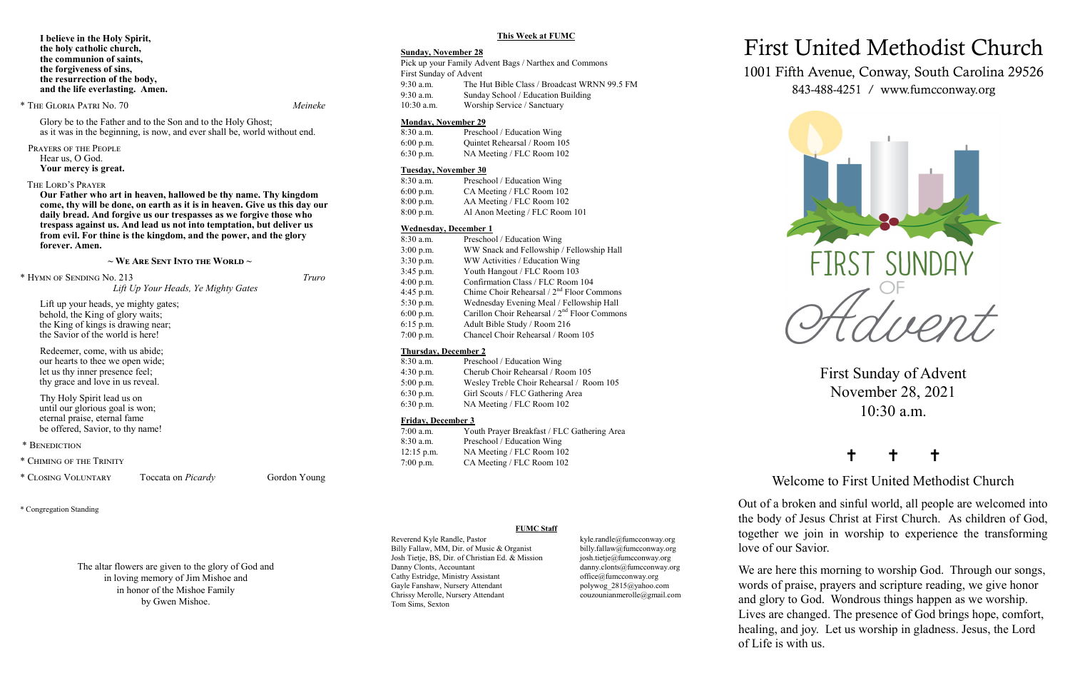**I believe in the Holy Spirit,**
**the holy catholic church,**
**the communion of saints,**
**the forgiveness of sins,**
**the resurrection of the body,**
**and the life everlasting. Amen.**

\* The Gloria Patri No. 70 *Meineke*

Glory be to the Father and to the Son and to the Holy Ghost;
as it was in the beginning, is now, and ever shall be, world without end.

Prayers of the People
Hear us, O God.
**Your mercy is great.**

The Lord's Prayer
**Our Father who art in heaven, hallowed be thy name. Thy kingdom come, thy will be done, on earth as it is in heaven. Give us this day our daily bread. And forgive us our trespasses as we forgive those who trespass against us. And lead us not into temptation, but deliver us from evil. For thine is the kingdom, and the power, and the glory forever. Amen.**

**~ We Are Sent Into the World ~**

\* Hymn of Sending No. 213 *Truro*
*Lift Up Your Heads, Ye Mighty Gates*

Lift up your heads, ye mighty gates;
behold, the King of glory waits;
the King of kings is drawing near;
the Savior of the world is here!

Redeemer, come, with us abide;
our hearts to thee we open wide;
let us thy inner presence feel;
thy grace and love in us reveal.

Thy Holy Spirit lead us on
until our glorious goal is won;
eternal praise, eternal fame
be offered, Savior, to thy name!

\* Benediction

\* Chiming of the Trinity

\* Closing Voluntary Toccata on *Picardy* Gordon Young

\* Congregation Standing

The altar flowers are given to the glory of God and
in loving memory of Jim Mishoe and
in honor of the Mishoe Family
by Gwen Mishoe.

**This Week at FUMC**

**Sunday, November 28**
Pick up your Family Advent Bags / Narthex and Commons
First Sunday of Advent

| | |
|---|---|
| 9:30 a.m. | The Hut Bible Class / Broadcast WRNN 99.5 FM |
| 9:30 a.m. | Sunday School / Education Building |
| 10:30 a.m. | Worship Service / Sanctuary |

**Monday, November 29**

| | |
|---|---|
| 8:30 a.m. | Preschool / Education Wing |
| 6:00 p.m. | Quintet Rehearsal / Room 105 |
| 6:30 p.m. | NA Meeting / FLC Room 102 |

**Tuesday, November 30**

| | |
|---|---|
| 8:30 a.m. | Preschool / Education Wing |
| 6:00 p.m. | CA Meeting / FLC Room 102 |
| 8:00 p.m. | AA Meeting / FLC Room 102 |
| 8:00 p.m. | Al Anon Meeting / FLC Room 101 |

**Wednesday, December 1**

| | |
|---|---|
| 8:30 a.m. | Preschool / Education Wing |
| 3:00 p.m. | WW Snack and Fellowship / Fellowship Hall |
| 3:30 p.m. | WW Activities / Education Wing |
| 3:45 p.m. | Youth Hangout / FLC Room 103 |
| 4:00 p.m. | Confirmation Class / FLC Room 104 |
| 4:45 p.m. | Chime Choir Rehearsal / 2nd Floor Commons |
| 5:30 p.m. | Wednesday Evening Meal / Fellowship Hall |
| 6:00 p.m. | Carillon Choir Rehearsal / 2nd Floor Commons |
| 6:15 p.m. | Adult Bible Study / Room 216 |
| 7:00 p.m. | Chancel Choir Rehearsal / Room 105 |

**Thursday, December 2**

| | |
|---|---|
| 8:30 a.m. | Preschool / Education Wing |
| 4:30 p.m. | Cherub Choir Rehearsal / Room 105 |
| 5:00 p.m. | Wesley Treble Choir Rehearsal / Room 105 |
| 6:30 p.m. | Girl Scouts / FLC Gathering Area |
| 6:30 p.m. | NA Meeting / FLC Room 102 |

**Friday, December 3**

| | |
|---|---|
| 7:00 a.m. | Youth Prayer Breakfast / FLC Gathering Area |
| 8:30 a.m. | Preschool / Education Wing |
| 12:15 p.m. | NA Meeting / FLC Room 102 |
| 7:00 p.m. | CA Meeting / FLC Room 102 |

**FUMC Staff**

| | |
|---|---|
| Reverend Kyle Randle, Pastor | kyle.randle@fumcconway.org |
| Billy Fallaw, MM, Dir. of Music & Organist | billy.fallaw@fumcconway.org |
| Josh Tietje, BS, Dir. of Christian Ed. & Mission | josh.tietje@fumcconway.org |
| Danny Clonts, Accountant | danny.clonts@fumcconway.org |
| Cathy Estridge, Ministry Assistant | office@fumcconway.org |
| Gayle Fanshaw, Nursery Attendant | polywog_2815@yahoo.com |
| Chrissy Merolle, Nursery Attendant | couzounianmerolle@gmail.com |
| Tom Sims, Sexton | |

# First United Methodist Church

1001 Fifth Avenue, Conway, South Carolina 29526
843-488-4251 / www.fumcconway.org

FIRST SUNDAY OF Advent

First Sunday of Advent
November 28, 2021
10:30 a.m.

✝ ✝ ✝

## Welcome to First United Methodist Church

Out of a broken and sinful world, all people are welcomed into the body of Jesus Christ at First Church. As children of God, together we join in worship to experience the transforming love of our Savior.

We are here this morning to worship God. Through our songs, words of praise, prayers and scripture reading, we give honor and glory to God. Wondrous things happen as we worship. Lives are changed. The presence of God brings hope, comfort, healing, and joy. Let us worship in gladness. Jesus, the Lord of Life is with us.